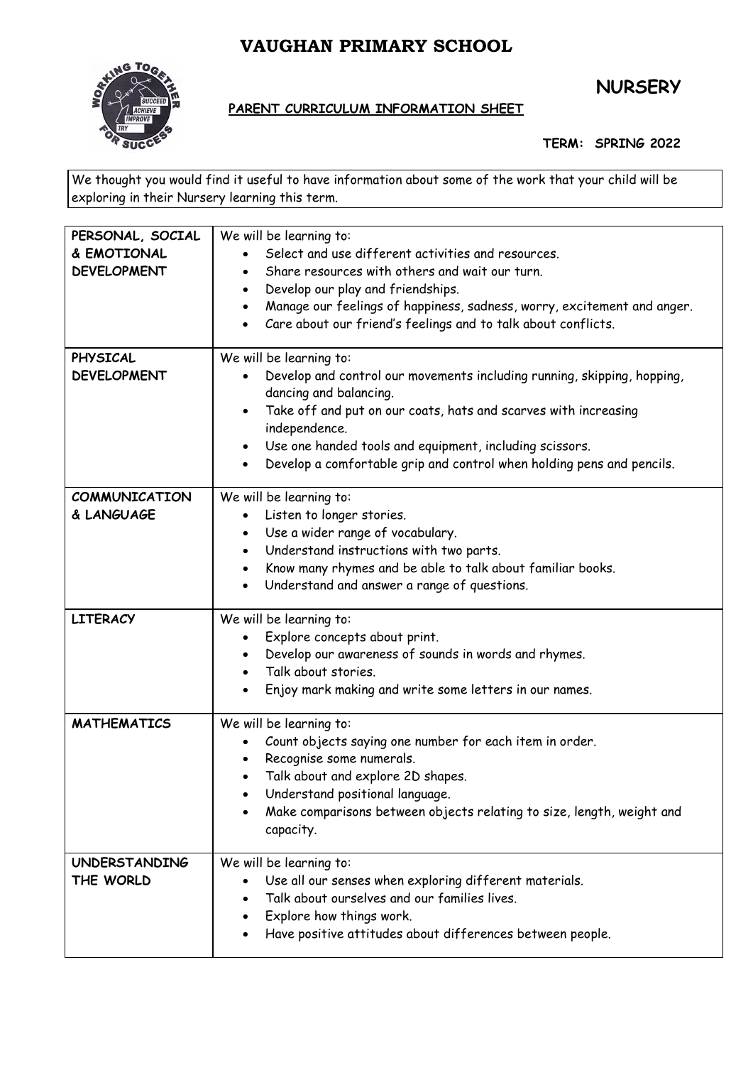# VAUGHAN PRIMARY SCHOOL

## NURSERY

**PARENT CURRICULUM INFORMATION SHEET**

**TERM: SPRING 2022**

We thought you would find it useful to have information about some of the work that your child will be exploring in their Nursery learning this term.

| | |
|---|---|
| **PERSONAL, SOCIAL & EMOTIONAL DEVELOPMENT** | We will be learning to:<br>• Select and use different activities and resources.<br>• Share resources with others and wait our turn.<br>• Develop our play and friendships.<br>• Manage our feelings of happiness, sadness, worry, excitement and anger.<br>• Care about our friend's feelings and to talk about conflicts. |
| **PHYSICAL DEVELOPMENT** | We will be learning to:<br>• Develop and control our movements including running, skipping, hopping, dancing and balancing.<br>• Take off and put on our coats, hats and scarves with increasing independence.<br>• Use one handed tools and equipment, including scissors.<br>• Develop a comfortable grip and control when holding pens and pencils. |
| **COMMUNICATION & LANGUAGE** | We will be learning to:<br>• Listen to longer stories.<br>• Use a wider range of vocabulary.<br>• Understand instructions with two parts.<br>• Know many rhymes and be able to talk about familiar books.<br>• Understand and answer a range of questions. |
| **LITERACY** | We will be learning to:<br>• Explore concepts about print.<br>• Develop our awareness of sounds in words and rhymes.<br>• Talk about stories.<br>• Enjoy mark making and write some letters in our names. |
| **MATHEMATICS** | We will be learning to:<br>• Count objects saying one number for each item in order.<br>• Recognise some numerals.<br>• Talk about and explore 2D shapes.<br>• Understand positional language.<br>• Make comparisons between objects relating to size, length, weight and capacity. |
| **UNDERSTANDING THE WORLD** | We will be learning to:<br>• Use all our senses when exploring different materials.<br>• Talk about ourselves and our families lives.<br>• Explore how things work.<br>• Have positive attitudes about differences between people. |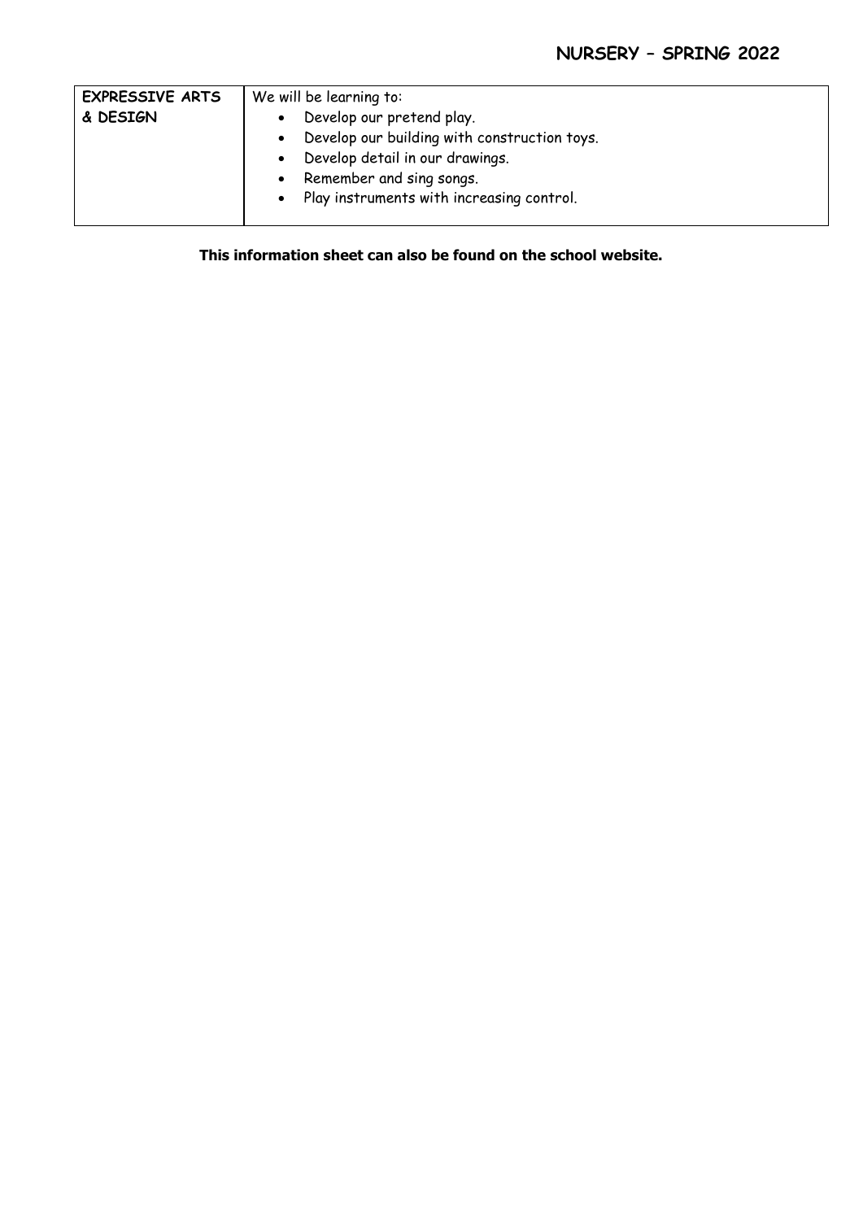| | |
|---|---|
| **EXPRESSIVE ARTS & DESIGN** | We will be learning to:<br>• Develop our pretend play.<br>• Develop our building with construction toys.<br>• Develop detail in our drawings.<br>• Remember and sing songs.<br>• Play instruments with increasing control. |

**This information sheet can also be found on the school website.**